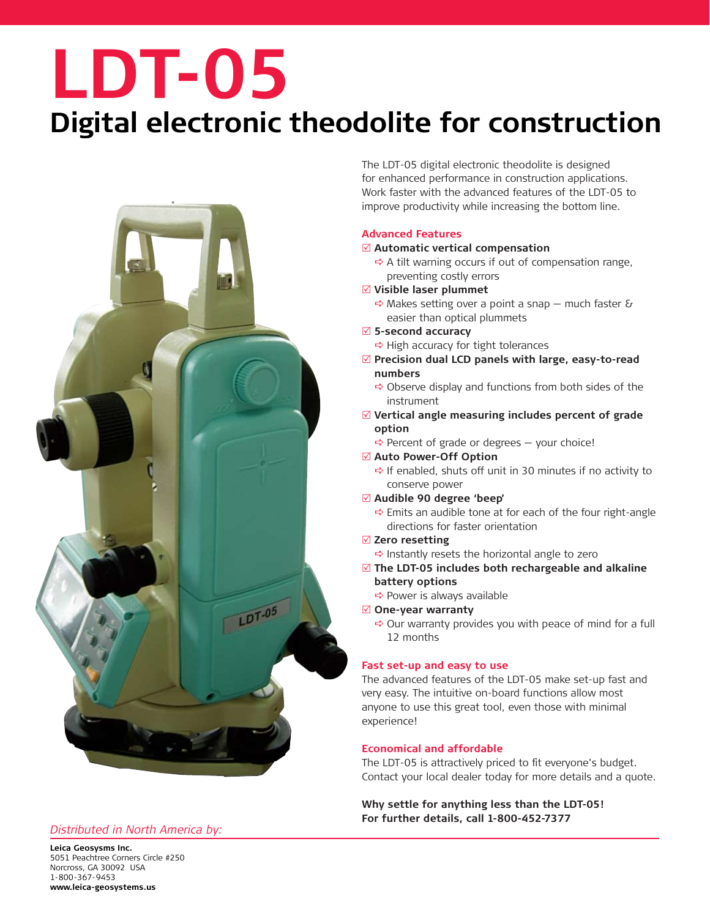# LDT-05

## Digital electronic theodolite for construction

The LDT-05 digital electronic theodolite is designed for enhanced performance in construction applications. Work faster with the advanced features of the LDT-05 to improve productivity while increasing the bottom line.

### Advanced Features

- ☑ **Automatic vertical compensation**
  - ➪ A tilt warning occurs if out of compensation range, preventing costly errors
- ☑ **Visible laser plummet**
  - ➪ Makes setting over a point a snap – much faster & easier than optical plummets
- ☑ **5-second accuracy**
  - ➪ High accuracy for tight tolerances
- ☑ **Precision dual LCD panels with large, easy-to-read numbers**
  - ➪ Observe display and functions from both sides of the instrument
- ☑ **Vertical angle measuring includes percent of grade option**
  - ➪ Percent of grade or degrees – your choice!
- ☑ **Auto Power-Off Option**
  - ➪ If enabled, shuts off unit in 30 minutes if no activity to conserve power
- ☑ **Audible 90 degree 'beep'**
  - ➪ Emits an audible tone at for each of the four right-angle directions for faster orientation
- ☑ **Zero resetting**
  - ➪ Instantly resets the horizontal angle to zero
- ☑ **The LDT-05 includes both rechargeable and alkaline battery options**
  - ➪ Power is always available
- ☑ **One-year warranty**
  - ➪ Our warranty provides you with peace of mind for a full 12 months

### Fast set-up and easy to use

The advanced features of the LDT-05 make set-up fast and very easy. The intuitive on-board functions allow most anyone to use this great tool, even those with minimal experience!

### Economical and affordable

The LDT-05 is attractively priced to fit everyone's budget. Contact your local dealer today for more details and a quote.

**Why settle for anything less than the LDT-05!**
**For further details, call 1-800-452-7377**

*Distributed in North America by:*

**Leica Geosysms Inc.**
5051 Peachtree Corners Circle #250
Norcross, GA 30092 USA
1-800-367-9453
**www.leica-geosystems.us**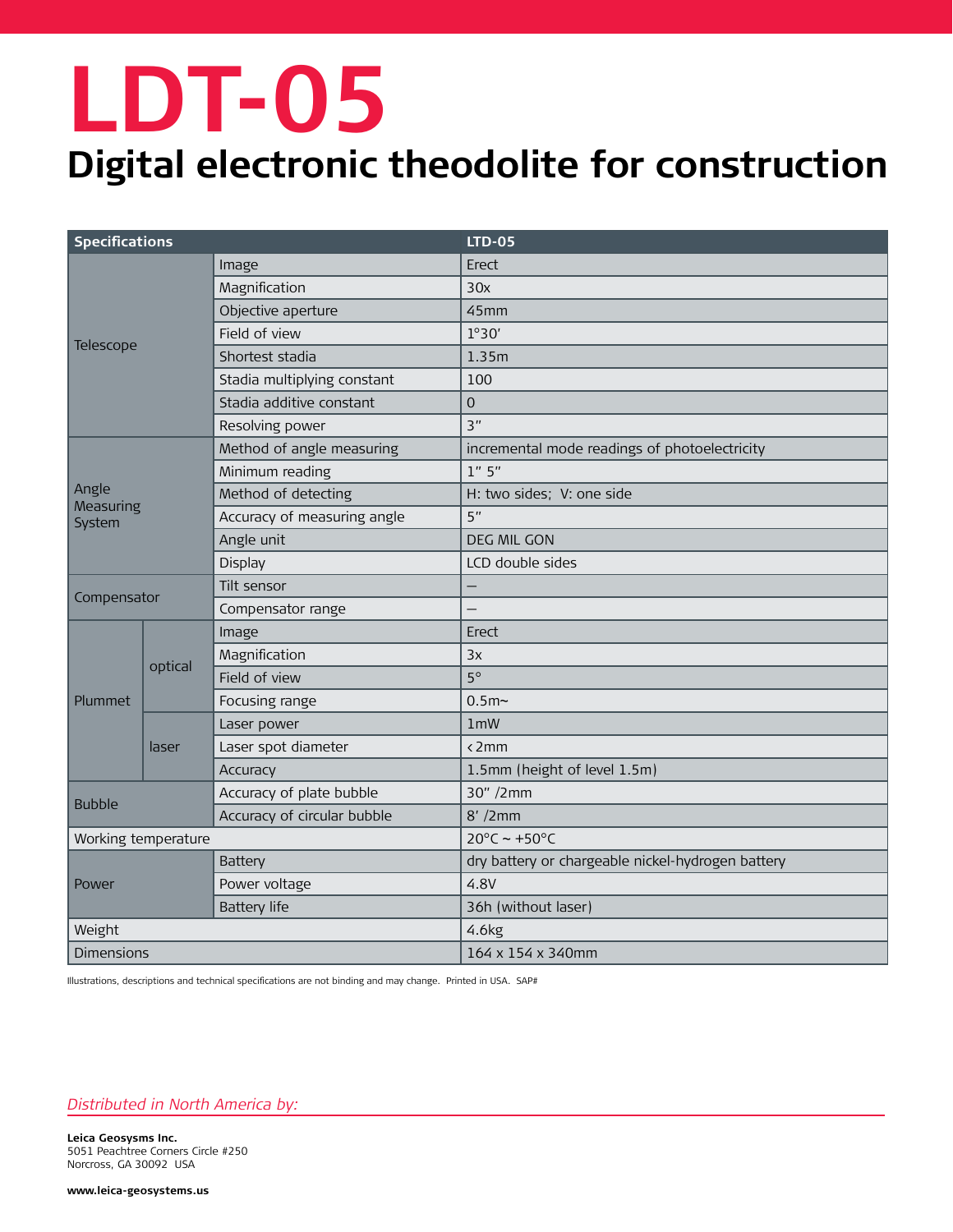# LDT-05

## Digital electronic theodolite for construction

| Specifications | | | LTD-05 |
|---|---|---|---|
| Telescope | | Image | Erect |
| | | Magnification | 30x |
| | | Objective aperture | 45mm |
| | | Field of view | 1°30′ |
| | | Shortest stadia | 1.35m |
| | | Stadia multiplying constant | 100 |
| | | Stadia additive constant | 0 |
| | | Resolving power | 3″ |
| Angle Measuring System | | Method of angle measuring | incremental mode readings of photoelectricity |
| | | Minimum reading | 1″ 5″ |
| | | Method of detecting | H: two sides; V: one side |
| | | Accuracy of measuring angle | 5″ |
| | | Angle unit | DEG MIL GON |
| | | Display | LCD double sides |
| Compensator | | Tilt sensor | – |
| | | Compensator range | – |
| Plummet | optical | Image | Erect |
| | | Magnification | 3x |
| | | Field of view | 5° |
| | | Focusing range | 0.5m~ |
| | laser | Laser power | 1mW |
| | | Laser spot diameter | ‹ 2mm |
| | | Accuracy | 1.5mm (height of level 1.5m) |
| Bubble | | Accuracy of plate bubble | 30″ /2mm |
| | | Accuracy of circular bubble | 8′ /2mm |
| Working temperature | | | 20°C ~ +50°C |
| Power | | Battery | dry battery or chargeable nickel-hydrogen battery |
| | | Power voltage | 4.8V |
| | | Battery life | 36h (without laser) |
| Weight | | | 4.6kg |
| Dimensions | | | 164 x 154 x 340mm |

Illustrations, descriptions and technical specifications are not binding and may change. Printed in USA. SAP#

*Distributed in North America by:*

**Leica Geosysms Inc.**
5051 Peachtree Corners Circle #250
Norcross, GA 30092 USA

**www.leica-geosystems.us**